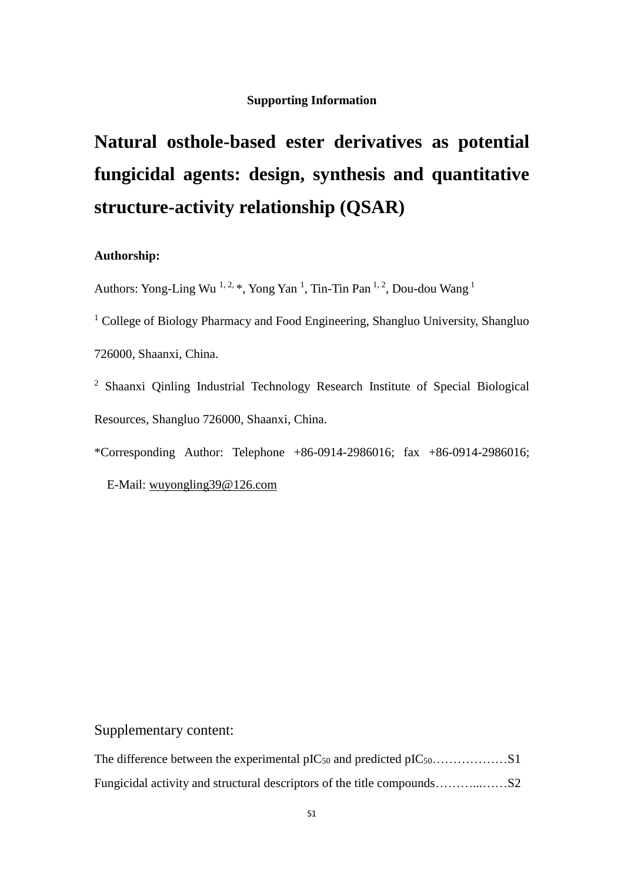**Supporting Information**

# Natural osthole-based ester derivatives as potential fungicidal agents: design, synthesis and quantitative structure-activity relationship (QSAR)

**Authorship:**

Authors: Yong-Ling Wu [1, 2, *], Yong Yan [1], Tin-Tin Pan [1, 2], Dou-dou Wang [1]

[1] College of Biology Pharmacy and Food Engineering, Shangluo University, Shangluo 726000, Shaanxi, China.

[2] Shaanxi Qinling Industrial Technology Research Institute of Special Biological Resources, Shangluo 726000, Shaanxi, China.

*Corresponding Author: Telephone +86-0914-2986016; fax +86-0914-2986016; E-Mail: wuyongling39@126.com

Supplementary content:

The difference between the experimental $pIC_{50}$ and predicted $pIC_{50}$……………… S1

Fungicidal activity and structural descriptors of the title compounds………...…… S2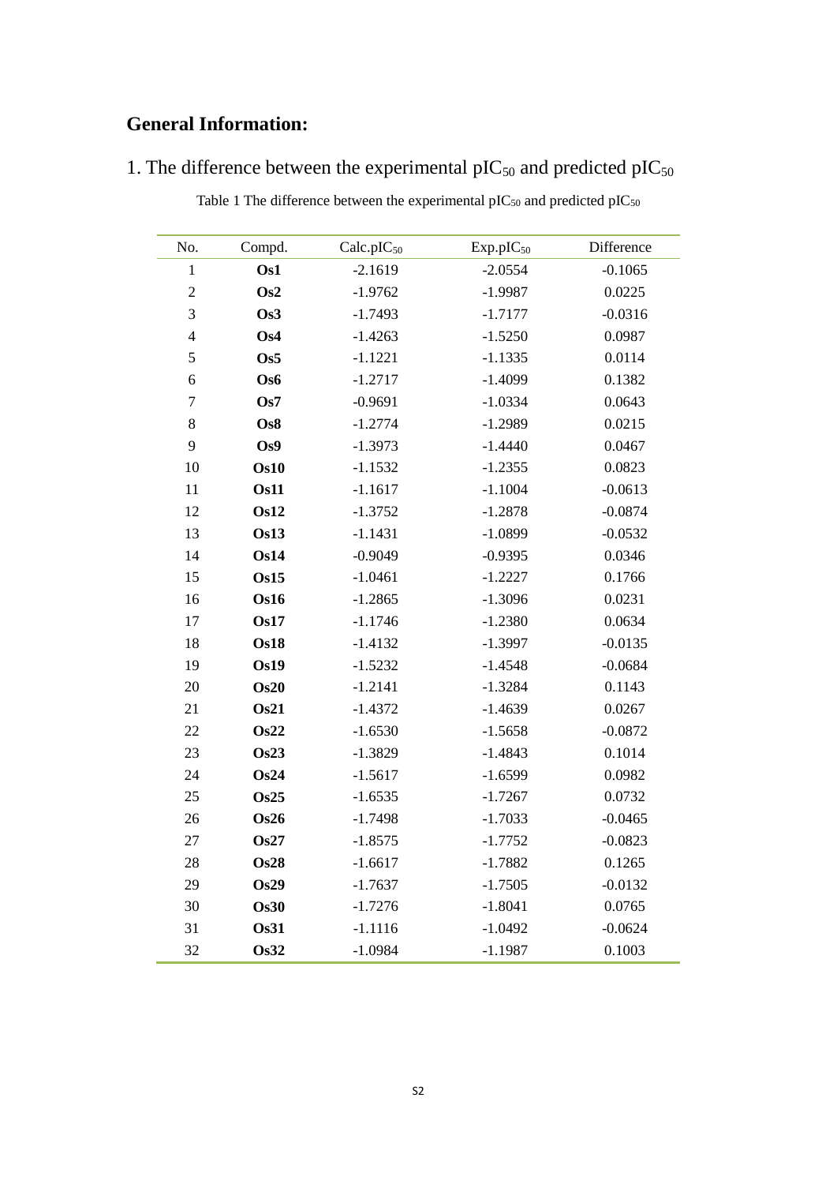# General Information:

## 1. The difference between the experimental $pIC_{50}$ and predicted $pIC_{50}$

Table 1 The difference between the experimental $pIC_{50}$ and predicted $pIC_{50}$

| No. | Compd. | Calc.$pIC_{50}$ | Exp.$pIC_{50}$ | Difference |
|---|---|---|---|---|
| 1 | **Os1** | -2.1619 | -2.0554 | -0.1065 |
| 2 | **Os2** | -1.9762 | -1.9987 | 0.0225 |
| 3 | **Os3** | -1.7493 | -1.7177 | -0.0316 |
| 4 | **Os4** | -1.4263 | -1.5250 | 0.0987 |
| 5 | **Os5** | -1.1221 | -1.1335 | 0.0114 |
| 6 | **Os6** | -1.2717 | -1.4099 | 0.1382 |
| 7 | **Os7** | -0.9691 | -1.0334 | 0.0643 |
| 8 | **Os8** | -1.2774 | -1.2989 | 0.0215 |
| 9 | **Os9** | -1.3973 | -1.4440 | 0.0467 |
| 10 | **Os10** | -1.1532 | -1.2355 | 0.0823 |
| 11 | **Os11** | -1.1617 | -1.1004 | -0.0613 |
| 12 | **Os12** | -1.3752 | -1.2878 | -0.0874 |
| 13 | **Os13** | -1.1431 | -1.0899 | -0.0532 |
| 14 | **Os14** | -0.9049 | -0.9395 | 0.0346 |
| 15 | **Os15** | -1.0461 | -1.2227 | 0.1766 |
| 16 | **Os16** | -1.2865 | -1.3096 | 0.0231 |
| 17 | **Os17** | -1.1746 | -1.2380 | 0.0634 |
| 18 | **Os18** | -1.4132 | -1.3997 | -0.0135 |
| 19 | **Os19** | -1.5232 | -1.4548 | -0.0684 |
| 20 | **Os20** | -1.2141 | -1.3284 | 0.1143 |
| 21 | **Os21** | -1.4372 | -1.4639 | 0.0267 |
| 22 | **Os22** | -1.6530 | -1.5658 | -0.0872 |
| 23 | **Os23** | -1.3829 | -1.4843 | 0.1014 |
| 24 | **Os24** | -1.5617 | -1.6599 | 0.0982 |
| 25 | **Os25** | -1.6535 | -1.7267 | 0.0732 |
| 26 | **Os26** | -1.7498 | -1.7033 | -0.0465 |
| 27 | **Os27** | -1.8575 | -1.7752 | -0.0823 |
| 28 | **Os28** | -1.6617 | -1.7882 | 0.1265 |
| 29 | **Os29** | -1.7637 | -1.7505 | -0.0132 |
| 30 | **Os30** | -1.7276 | -1.8041 | 0.0765 |
| 31 | **Os31** | -1.1116 | -1.0492 | -0.0624 |
| 32 | **Os32** | -1.0984 | -1.1987 | 0.1003 |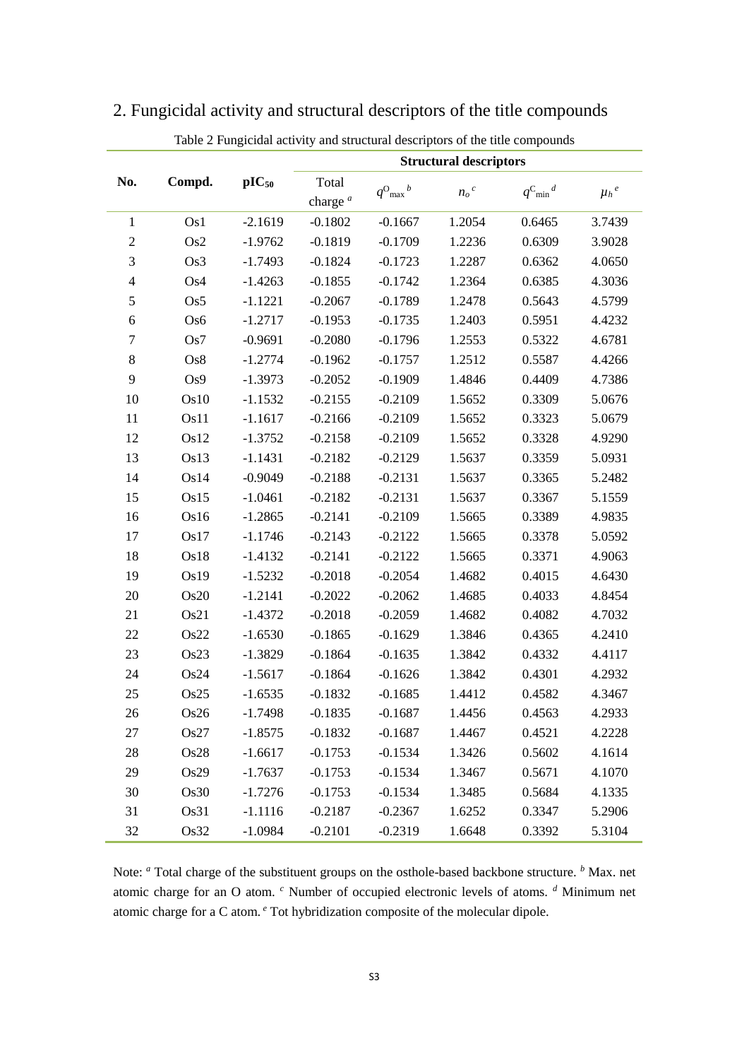## 2. Fungicidal activity and structural descriptors of the title compounds

Table 2 Fungicidal activity and structural descriptors of the title compounds

| No. | Compd. | $pIC_{50}$ | Structural descriptors | | | | |
|---|---|---|---|---|---|---|---|
| | | | Total charge [a] | $q^{O}_{max}$ [b] | $n_o$ [c] | $q^{C}_{min}$ [d] | $\mu_h$ [e] |
| 1 | Os1 | -2.1619 | -0.1802 | -0.1667 | 1.2054 | 0.6465 | 3.7439 |
| 2 | Os2 | -1.9762 | -0.1819 | -0.1709 | 1.2236 | 0.6309 | 3.9028 |
| 3 | Os3 | -1.7493 | -0.1824 | -0.1723 | 1.2287 | 0.6362 | 4.0650 |
| 4 | Os4 | -1.4263 | -0.1855 | -0.1742 | 1.2364 | 0.6385 | 4.3036 |
| 5 | Os5 | -1.1221 | -0.2067 | -0.1789 | 1.2478 | 0.5643 | 4.5799 |
| 6 | Os6 | -1.2717 | -0.1953 | -0.1735 | 1.2403 | 0.5951 | 4.4232 |
| 7 | Os7 | -0.9691 | -0.2080 | -0.1796 | 1.2553 | 0.5322 | 4.6781 |
| 8 | Os8 | -1.2774 | -0.1962 | -0.1757 | 1.2512 | 0.5587 | 4.4266 |
| 9 | Os9 | -1.3973 | -0.2052 | -0.1909 | 1.4846 | 0.4409 | 4.7386 |
| 10 | Os10 | -1.1532 | -0.2155 | -0.2109 | 1.5652 | 0.3309 | 5.0676 |
| 11 | Os11 | -1.1617 | -0.2166 | -0.2109 | 1.5652 | 0.3323 | 5.0679 |
| 12 | Os12 | -1.3752 | -0.2158 | -0.2109 | 1.5652 | 0.3328 | 4.9290 |
| 13 | Os13 | -1.1431 | -0.2182 | -0.2129 | 1.5637 | 0.3359 | 5.0931 |
| 14 | Os14 | -0.9049 | -0.2188 | -0.2131 | 1.5637 | 0.3365 | 5.2482 |
| 15 | Os15 | -1.0461 | -0.2182 | -0.2131 | 1.5637 | 0.3367 | 5.1559 |
| 16 | Os16 | -1.2865 | -0.2141 | -0.2109 | 1.5665 | 0.3389 | 4.9835 |
| 17 | Os17 | -1.1746 | -0.2143 | -0.2122 | 1.5665 | 0.3378 | 5.0592 |
| 18 | Os18 | -1.4132 | -0.2141 | -0.2122 | 1.5665 | 0.3371 | 4.9063 |
| 19 | Os19 | -1.5232 | -0.2018 | -0.2054 | 1.4682 | 0.4015 | 4.6430 |
| 20 | Os20 | -1.2141 | -0.2022 | -0.2062 | 1.4685 | 0.4033 | 4.8454 |
| 21 | Os21 | -1.4372 | -0.2018 | -0.2059 | 1.4682 | 0.4082 | 4.7032 |
| 22 | Os22 | -1.6530 | -0.1865 | -0.1629 | 1.3846 | 0.4365 | 4.2410 |
| 23 | Os23 | -1.3829 | -0.1864 | -0.1635 | 1.3842 | 0.4332 | 4.4117 |
| 24 | Os24 | -1.5617 | -0.1864 | -0.1626 | 1.3842 | 0.4301 | 4.2932 |
| 25 | Os25 | -1.6535 | -0.1832 | -0.1685 | 1.4412 | 0.4582 | 4.3467 |
| 26 | Os26 | -1.7498 | -0.1835 | -0.1687 | 1.4456 | 0.4563 | 4.2933 |
| 27 | Os27 | -1.8575 | -0.1832 | -0.1687 | 1.4467 | 0.4521 | 4.2228 |
| 28 | Os28 | -1.6617 | -0.1753 | -0.1534 | 1.3426 | 0.5602 | 4.1614 |
| 29 | Os29 | -1.7637 | -0.1753 | -0.1534 | 1.3467 | 0.5671 | 4.1070 |
| 30 | Os30 | -1.7276 | -0.1753 | -0.1534 | 1.3485 | 0.5684 | 4.1335 |
| 31 | Os31 | -1.1116 | -0.2187 | -0.2367 | 1.6252 | 0.3347 | 5.2906 |
| 32 | Os32 | -1.0984 | -0.2101 | -0.2319 | 1.6648 | 0.3392 | 5.3104 |

Note: [a] Total charge of the substituent groups on the osthole-based backbone structure. [b] Max. net atomic charge for an O atom. [c] Number of occupied electronic levels of atoms. [d] Minimum net atomic charge for a C atom. [e] Tot hybridization composite of the molecular dipole.